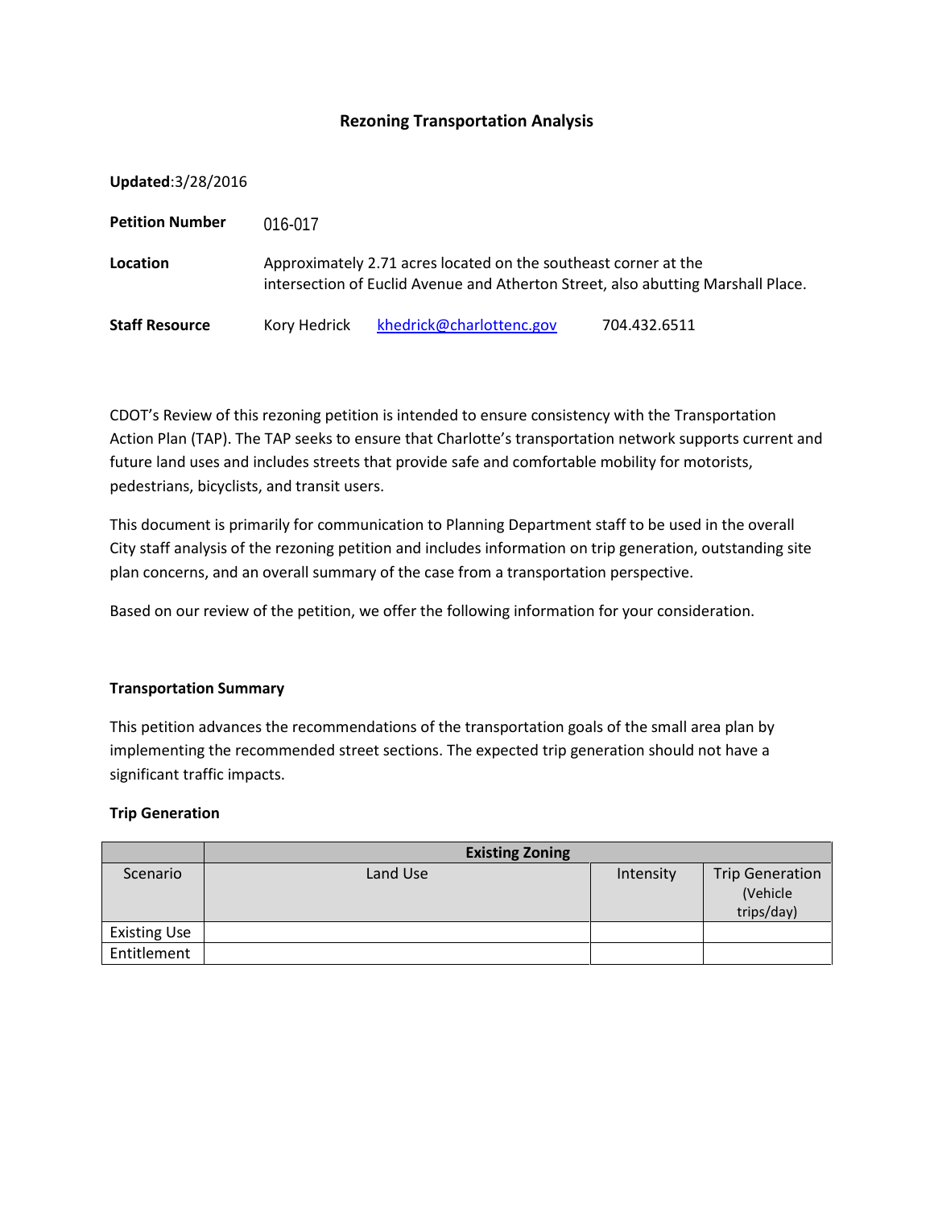# Rezoning Transportation Analysis

**Updated**:3/28/2016

**Petition Number** 016-017

**Location** Approximately 2.71 acres located on the southeast corner at the intersection of Euclid Avenue and Atherton Street, also abutting Marshall Place.

**Staff Resource** Kory Hedrick khedrick@charlottenc.gov 704.432.6511

CDOT's Review of this rezoning petition is intended to ensure consistency with the Transportation Action Plan (TAP). The TAP seeks to ensure that Charlotte's transportation network supports current and future land uses and includes streets that provide safe and comfortable mobility for motorists, pedestrians, bicyclists, and transit users.

This document is primarily for communication to Planning Department staff to be used in the overall City staff analysis of the rezoning petition and includes information on trip generation, outstanding site plan concerns, and an overall summary of the case from a transportation perspective.

Based on our review of the petition, we offer the following information for your consideration.

**Transportation Summary**

This petition advances the recommendations of the transportation goals of the small area plan by implementing the recommended street sections. The expected trip generation should not have a significant traffic impacts.

**Trip Generation**

| | Existing Zoning | | |
|---|---|---|---|
| Scenario | Land Use | Intensity | Trip Generation (Vehicle trips/day) |
| Existing Use | | | |
| Entitlement | | | |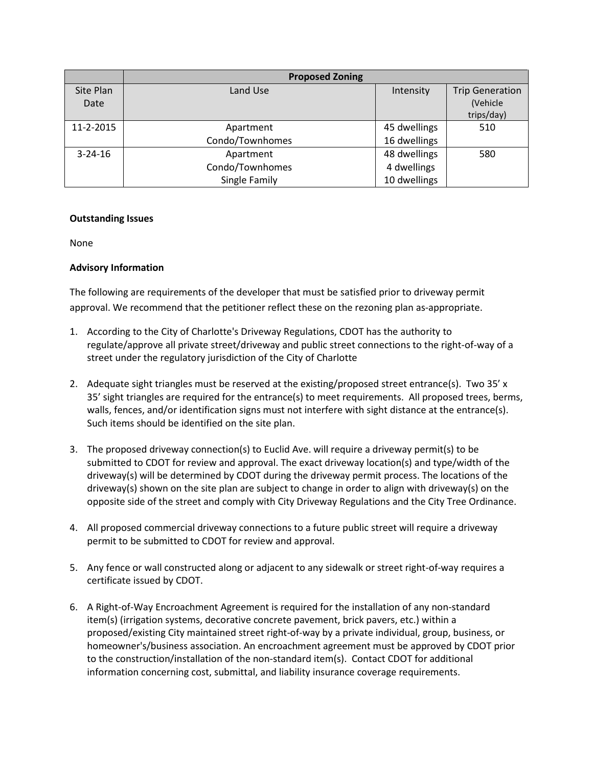| | Proposed Zoning | | |
|---|---|---|---|
| Site Plan Date | Land Use | Intensity | Trip Generation (Vehicle trips/day) |
| 11-2-2015 | Apartment<br>Condo/Townhomes | 45 dwellings<br>16 dwellings | 510 |
| 3-24-16 | Apartment<br>Condo/Townhomes<br>Single Family | 48 dwellings<br>4 dwellings<br>10 dwellings | 580 |

**Outstanding Issues**

None

**Advisory Information**

The following are requirements of the developer that must be satisfied prior to driveway permit approval. We recommend that the petitioner reflect these on the rezoning plan as-appropriate.

1. According to the City of Charlotte's Driveway Regulations, CDOT has the authority to regulate/approve all private street/driveway and public street connections to the right-of-way of a street under the regulatory jurisdiction of the City of Charlotte

2. Adequate sight triangles must be reserved at the existing/proposed street entrance(s). Two 35' x 35' sight triangles are required for the entrance(s) to meet requirements. All proposed trees, berms, walls, fences, and/or identification signs must not interfere with sight distance at the entrance(s). Such items should be identified on the site plan.

3. The proposed driveway connection(s) to Euclid Ave. will require a driveway permit(s) to be submitted to CDOT for review and approval. The exact driveway location(s) and type/width of the driveway(s) will be determined by CDOT during the driveway permit process. The locations of the driveway(s) shown on the site plan are subject to change in order to align with driveway(s) on the opposite side of the street and comply with City Driveway Regulations and the City Tree Ordinance.

4. All proposed commercial driveway connections to a future public street will require a driveway permit to be submitted to CDOT for review and approval.

5. Any fence or wall constructed along or adjacent to any sidewalk or street right-of-way requires a certificate issued by CDOT.

6. A Right-of-Way Encroachment Agreement is required for the installation of any non-standard item(s) (irrigation systems, decorative concrete pavement, brick pavers, etc.) within a proposed/existing City maintained street right-of-way by a private individual, group, business, or homeowner's/business association. An encroachment agreement must be approved by CDOT prior to the construction/installation of the non-standard item(s). Contact CDOT for additional information concerning cost, submittal, and liability insurance coverage requirements.